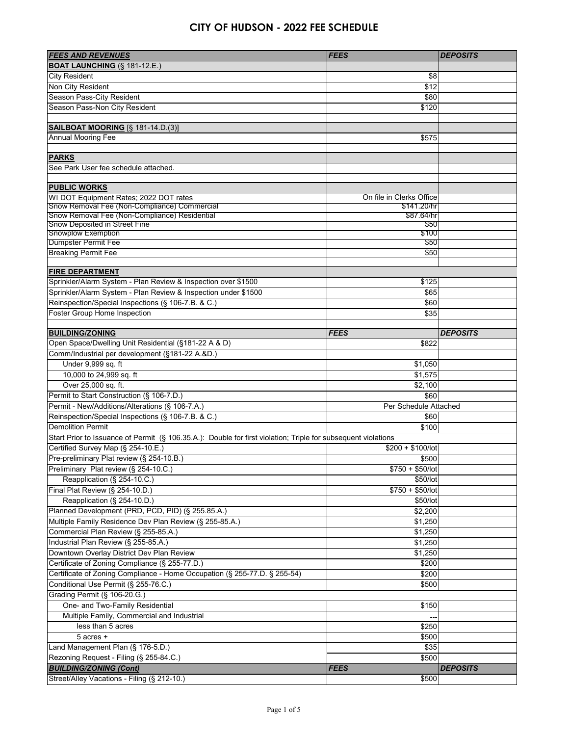# CITY OF HUDSON - 2022 FEE SCHEDULE

| ***FEES AND REVENUES*** | ***FEES*** | ***DEPOSITS*** |
|---|---|---|
| **BOAT LAUNCHING** (§ 181-12.E.) | | |
| City Resident | $8 | |
| Non City Resident | $12 | |
| Season Pass-City Resident | $80 | |
| Season Pass-Non City Resident | $120 | |
| | | |
| **SAILBOAT MOORING** [§ 181-14.D.(3)] | | |
| Annual Mooring Fee | $575 | |
| | | |
| **PARKS** | | |
| See Park User fee schedule attached. | | |
| | | |
| **PUBLIC WORKS** | | |
| WI DOT Equipment Rates; 2022 DOT rates | On file in Clerks Office | |
| Snow Removal Fee (Non-Compliance) Commercial | $141.20/hr | |
| Snow Removal Fee (Non-Compliance) Residential | $87.64/hr | |
| Snow Deposited in Street Fine | $50 | |
| Snowplow Exemption | $100 | |
| Dumpster Permit Fee | $50 | |
| Breaking Permit Fee | $50 | |
| | | |
| **FIRE DEPARTMENT** | | |
| Sprinkler/Alarm System - Plan Review & Inspection over $1500 | $125 | |
| Sprinkler/Alarm System - Plan Review & Inspection under $1500 | $65 | |
| Reinspection/Special Inspections (§ 106-7.B. & C.) | $60 | |
| Foster Group Home Inspection | $35 | |
| | | |
| **BUILDING/ZONING** | ***FEES*** | ***DEPOSITS*** |
| Open Space/Dwelling Unit Residential (§181-22 A & D) | $822 | |
| Comm/Industrial per development (§181-22 A.&D.) | | |
| Under 9,999 sq. ft | $1,050 | |
| 10,000 to 24,999 sq. ft | $1,575 | |
| Over 25,000 sq. ft. | $2,100 | |
| Permit to Start Construction (§ 106-7.D.) | $60 | |
| Permit - New/Additions/Alterations (§ 106-7.A.) | Per Schedule Attached | |
| Reinspection/Special Inspections (§ 106-7.B. & C.) | $60 | |
| Demolition Permit | $100 | |
| Start Prior to Issuance of Permit (§ 106.35.A.): Double for first violation; Triple for subsequent violations | | |
| Certified Survey Map (§ 254-10.E.) | $200 + $100/lot | |
| Pre-preliminary Plat review (§ 254-10.B.) | $500 | |
| Preliminary Plat review (§ 254-10.C.) | $750 + $50/lot | |
| Reapplication (§ 254-10.C.) | $50/lot | |
| Final Plat Review (§ 254-10.D.) | $750 + $50/lot | |
| Reapplication (§ 254-10.D.) | $50/lot | |
| Planned Development (PRD, PCD, PID) (§ 255.85.A.) | $2,200 | |
| Multiple Family Residence Dev Plan Review (§ 255-85.A.) | $1,250 | |
| Commercial Plan Review (§ 255-85.A.) | $1,250 | |
| Industrial Plan Review (§ 255-85.A.) | $1,250 | |
| Downtown Overlay District Dev Plan Review | $1,250 | |
| Certificate of Zoning Compliance (§ 255-77.D.) | $200 | |
| Certificate of Zoning Compliance - Home Occupation (§ 255-77.D. § 255-54) | $200 | |
| Conditional Use Permit (§ 255-76.C.) | $500 | |
| Grading Permit (§ 106-20.G.) | | |
| One- and Two-Family Residential | $150 | |
| Multiple Family, Commercial and Industrial | --- | |
| less than 5 acres | $250 | |
| 5 acres + | $500 | |
| Land Management Plan (§ 176-5.D.) | $35 | |
| Rezoning Request - Filing (§ 255-84.C.) | $500 | |
| ***BUILDING/ZONING (Cont)*** | ***FEES*** | ***DEPOSITS*** |
| Street/Alley Vacations - Filing (§ 212-10.) | $500 | |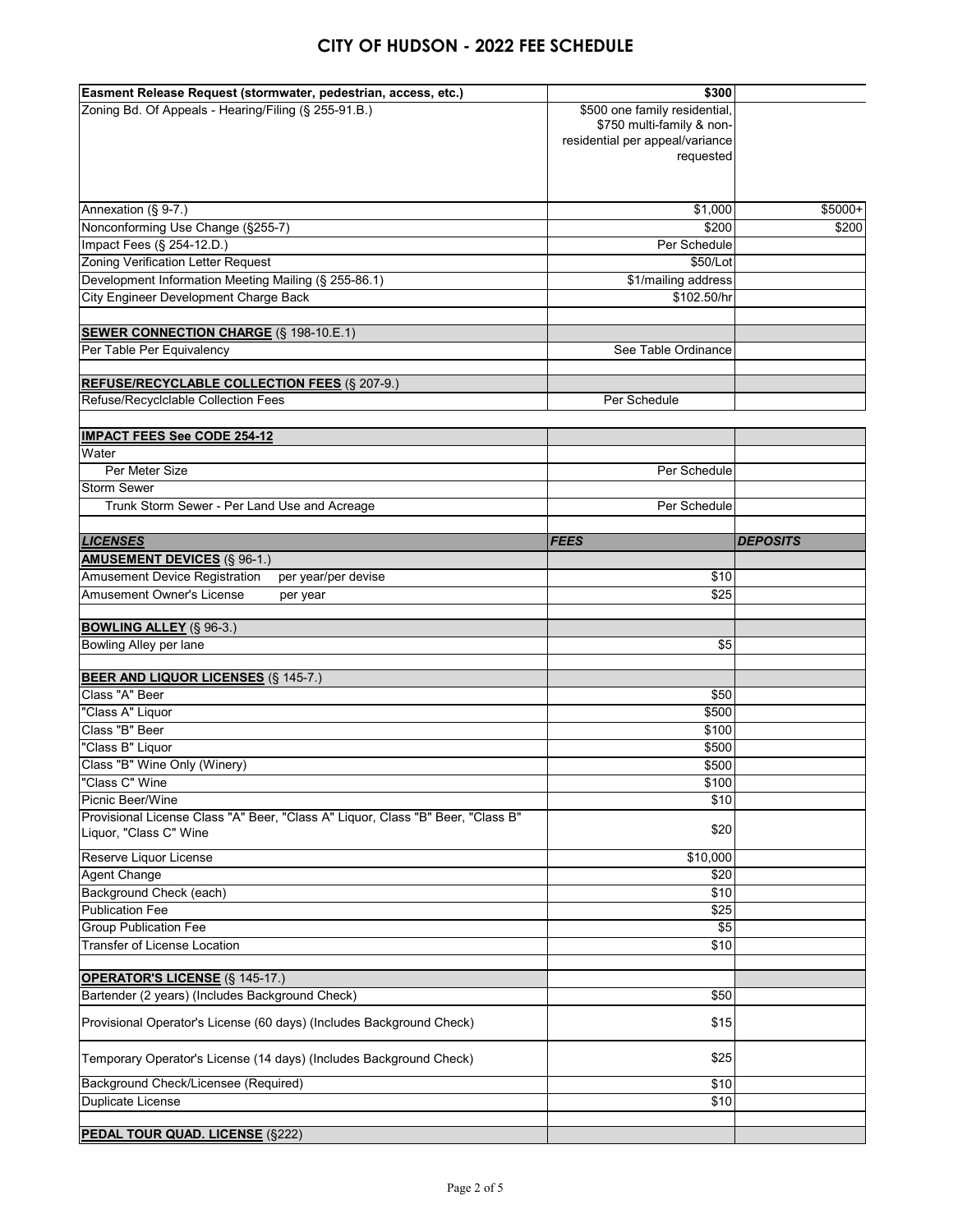# CITY OF HUDSON - 2022 FEE SCHEDULE

| **Easment Release Request (stormwater, pedestrian, access, etc.)** | **$300** | |
|---|---|---|
| Zoning Bd. Of Appeals - Hearing/Filing (§ 255-91.B.) | $500 one family residential, $750 multi-family & non-residential per appeal/variance requested | |
| Annexation (§ 9-7.) | $1,000 | $5000+ |
| Nonconforming Use Change (§255-7) | $200 | $200 |
| Impact Fees (§ 254-12.D.) | Per Schedule | |
| Zoning Verification Letter Request | $50/Lot | |
| Development Information Meeting Mailing (§ 255-86.1) | $1/mailing address | |
| City Engineer Development Charge Back | $102.50/hr | |
| | | |
| **SEWER CONNECTION CHARGE** (§ 198-10.E.1) | | |
| Per Table Per Equivalency | See Table Ordinance | |
| | | |
| **REFUSE/RECYCLABLE COLLECTION FEES** (§ 207-9.) | | |
| Refuse/Recyclclable Collection Fees | Per Schedule | |
| | | |
| **IMPACT FEES See CODE 254-12** | | |
| Water | | |
| Per Meter Size | Per Schedule | |
| Storm Sewer | | |
| Trunk Storm Sewer - Per Land Use and Acreage | Per Schedule | |
| | | |
| ***LICENSES*** | ***FEES*** | ***DEPOSITS*** |
| **AMUSEMENT DEVICES** (§ 96-1.) | | |
| Amusement Device Registration per year/per devise | $10 | |
| Amusement Owner's License per year | $25 | |
| | | |
| **BOWLING ALLEY** (§ 96-3.) | | |
| Bowling Alley per lane | $5 | |
| | | |
| **BEER AND LIQUOR LICENSES** (§ 145-7.) | | |
| Class "A" Beer | $50 | |
| "Class A" Liquor | $500 | |
| Class "B" Beer | $100 | |
| "Class B" Liquor | $500 | |
| Class "B" Wine Only (Winery) | $500 | |
| "Class C" Wine | $100 | |
| Picnic Beer/Wine | $10 | |
| Provisional License Class "A" Beer, "Class A" Liquor, Class "B" Beer, "Class B" Liquor, "Class C" Wine | $20 | |
| Reserve Liquor License | $10,000 | |
| Agent Change | $20 | |
| Background Check (each) | $10 | |
| Publication Fee | $25 | |
| Group Publication Fee | $5 | |
| Transfer of License Location | $10 | |
| | | |
| **OPERATOR'S LICENSE** (§ 145-17.) | | |
| Bartender (2 years) (Includes Background Check) | $50 | |
| Provisional Operator's License (60 days) (Includes Background Check) | $15 | |
| Temporary Operator's License (14 days) (Includes Background Check) | $25 | |
| Background Check/Licensee (Required) | $10 | |
| Duplicate License | $10 | |
| | | |
| **PEDAL TOUR QUAD. LICENSE** (§222) | | |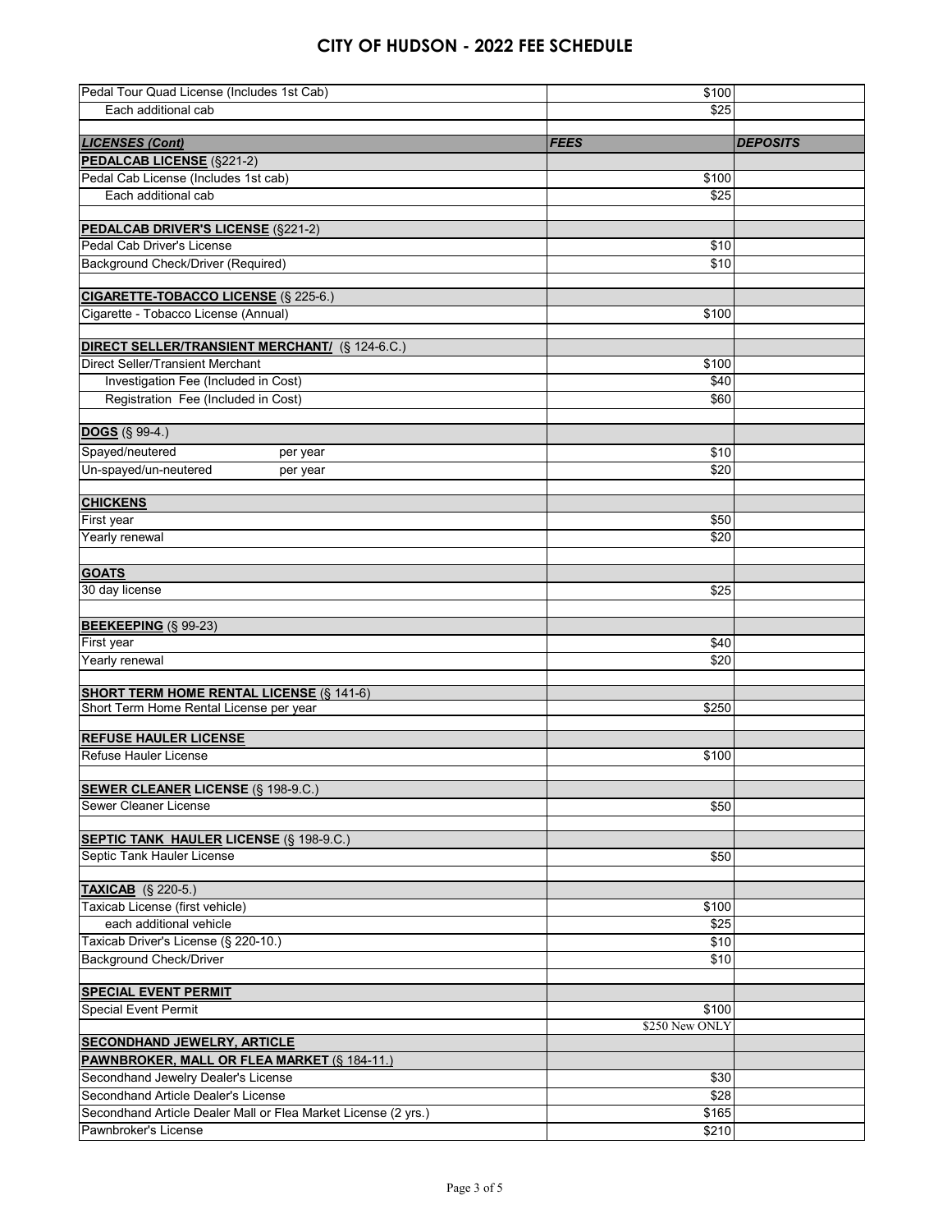# CITY OF HUDSON - 2022 FEE SCHEDULE

| | | |
|---|---|---|
| Pedal Tour Quad License (Includes 1st Cab) | $100 | |
| Each additional cab | $25 | |
| | | |
| ***LICENSES (Cont)*** | ***FEES*** | ***DEPOSITS*** |
| **PEDALCAB LICENSE** (§221-2) | | |
| Pedal Cab License (Includes 1st cab) | $100 | |
| Each additional cab | $25 | |
| | | |
| **PEDALCAB DRIVER'S LICENSE** (§221-2) | | |
| Pedal Cab Driver's License | $10 | |
| Background Check/Driver (Required) | $10 | |
| | | |
| **CIGARETTE-TOBACCO LICENSE** (§ 225-6.) | | |
| Cigarette - Tobacco License (Annual) | $100 | |
| | | |
| **DIRECT SELLER/TRANSIENT MERCHANT/** (§ 124-6.C.) | | |
| Direct Seller/Transient Merchant | $100 | |
| Investigation Fee (Included in Cost) | $40 | |
| Registration Fee (Included in Cost) | $60 | |
| | | |
| **DOGS** (§ 99-4.) | | |
| Spayed/neutered per year | $10 | |
| Un-spayed/un-neutered per year | $20 | |
| | | |
| **CHICKENS** | | |
| First year | $50 | |
| Yearly renewal | $20 | |
| | | |
| **GOATS** | | |
| 30 day license | $25 | |
| | | |
| **BEEKEEPING** (§ 99-23) | | |
| First year | $40 | |
| Yearly renewal | $20 | |
| | | |
| **SHORT TERM HOME RENTAL LICENSE** (§ 141-6) | | |
| Short Term Home Rental License per year | $250 | |
| | | |
| **REFUSE HAULER LICENSE** | | |
| Refuse Hauler License | $100 | |
| | | |
| **SEWER CLEANER LICENSE** (§ 198-9.C.) | | |
| Sewer Cleaner License | $50 | |
| | | |
| **SEPTIC TANK HAULER LICENSE** (§ 198-9.C.) | | |
| Septic Tank Hauler License | $50 | |
| | | |
| **TAXICAB** (§ 220-5.) | | |
| Taxicab License (first vehicle) | $100 | |
| each additional vehicle | $25 | |
| Taxicab Driver's License (§ 220-10.) | $10 | |
| Background Check/Driver | $10 | |
| | | |
| **SPECIAL EVENT PERMIT** | | |
| Special Event Permit | $100 | |
| | $250 New ONLY | |
| **SECONDHAND JEWELRY, ARTICLE** | | |
| **PAWNBROKER, MALL OR FLEA MARKET** (§ 184-11.) | | |
| Secondhand Jewelry Dealer's License | $30 | |
| Secondhand Article Dealer's License | $28 | |
| Secondhand Article Dealer Mall or Flea Market License (2 yrs.) | $165 | |
| Pawnbroker's License | $210 | |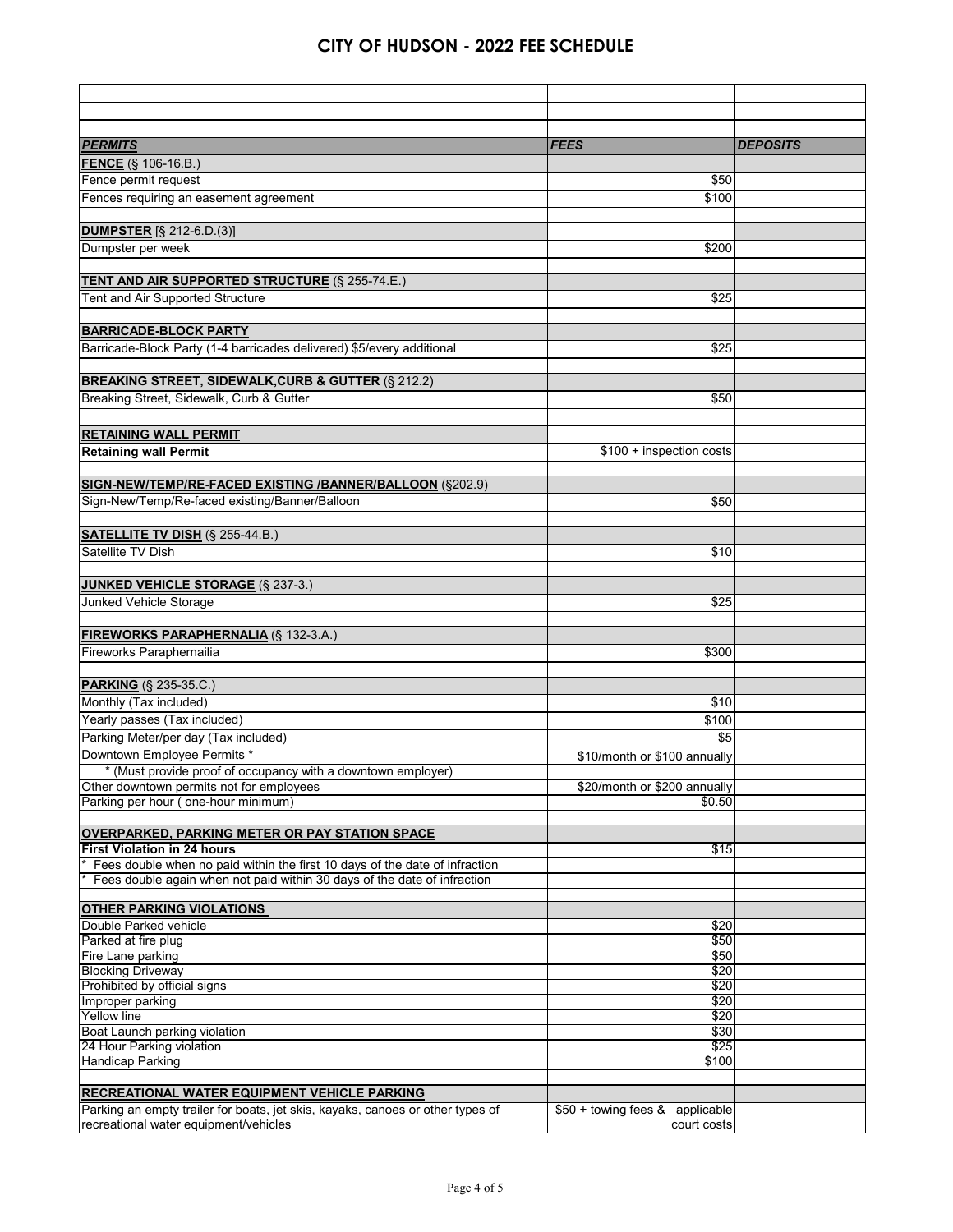# CITY OF HUDSON - 2022 FEE SCHEDULE

| | | |
|---|---|---|
| | | |
| | | |
| | | |
| ***PERMITS*** | ***FEES*** | ***DEPOSITS*** |
| **FENCE** (§ 106-16.B.) | | |
| Fence permit request | $50 | |
| Fences requiring an easement agreement | $100 | |
| | | |
| **DUMPSTER** [§ 212-6.D.(3)] | | |
| Dumpster per week | $200 | |
| | | |
| **TENT AND AIR SUPPORTED STRUCTURE** (§ 255-74.E.) | | |
| Tent and Air Supported Structure | $25 | |
| | | |
| **BARRICADE-BLOCK PARTY** | | |
| Barricade-Block Party (1-4 barricades delivered) $5/every additional | $25 | |
| | | |
| **BREAKING STREET, SIDEWALK,CURB & GUTTER** (§ 212.2) | | |
| Breaking Street, Sidewalk, Curb & Gutter | $50 | |
| | | |
| **RETAINING WALL PERMIT** | | |
| **Retaining wall Permit** | $100 + inspection costs | |
| | | |
| **SIGN-NEW/TEMP/RE-FACED EXISTING /BANNER/BALLOON** (§202.9) | | |
| Sign-New/Temp/Re-faced existing/Banner/Balloon | $50 | |
| | | |
| **SATELLITE TV DISH** (§ 255-44.B.) | | |
| Satellite TV Dish | $10 | |
| | | |
| **JUNKED VEHICLE STORAGE** (§ 237-3.) | | |
| Junked Vehicle Storage | $25 | |
| | | |
| **FIREWORKS PARAPHERNALIA** (§ 132-3.A.) | | |
| Fireworks Paraphernailia | $300 | |
| | | |
| **PARKING** (§ 235-35.C.) | | |
| Monthly (Tax included) | $10 | |
| Yearly passes (Tax included) | $100 | |
| Parking Meter/per day (Tax included) | $5 | |
| Downtown Employee Permits * | $10/month or $100 annually | |
| * (Must provide proof of occupancy with a downtown employer) | | |
| Other downtown permits not for employees | $20/month or $200 annually | |
| Parking per hour ( one-hour minimum) | $0.50 | |
| | | |
| **OVERPARKED, PARKING METER OR PAY STATION SPACE** | | |
| **First Violation in 24 hours** | $15 | |
| * Fees double when no paid within the first 10 days of the date of infraction | | |
| * Fees double again when not paid within 30 days of the date of infraction | | |
| | | |
| **OTHER PARKING VIOLATIONS** | | |
| Double Parked vehicle | $20 | |
| Parked at fire plug | $50 | |
| Fire Lane parking | $50 | |
| Blocking Driveway | $20 | |
| Prohibited by official signs | $20 | |
| Improper parking | $20 | |
| Yellow line | $20 | |
| Boat Launch parking violation | $30 | |
| 24 Hour Parking violation | $25 | |
| Handicap Parking | $100 | |
| | | |
| **RECREATIONAL WATER EQUIPMENT VEHICLE PARKING** | | |
| Parking an empty trailer for boats, jet skis, kayaks, canoes or other types of recreational water equipment/vehicles | $50 + towing fees & applicable court costs | |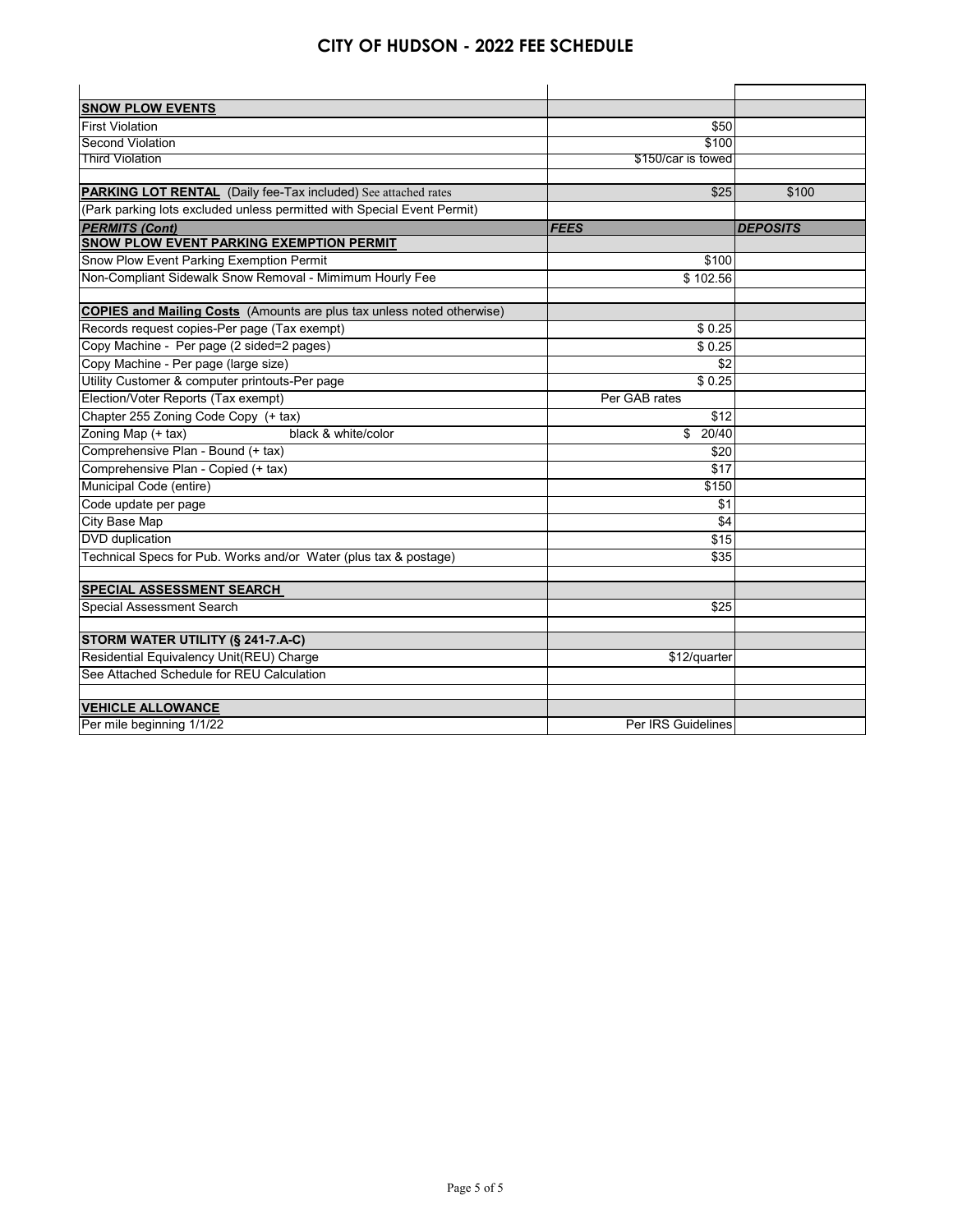# CITY OF HUDSON - 2022 FEE SCHEDULE

| | | |
|---|---|---|
| **SNOW PLOW EVENTS** | | |
| First Violation | \$50 | |
| Second Violation | \$100 | |
| Third Violation | \$150/car is towed | |
| | | |
| **PARKING LOT RENTAL** (Daily fee-Tax included) See attached rates | \$25 | \$100 |
| (Park parking lots excluded unless permitted with Special Event Permit) | | |
| ***PERMITS (Cont)*** | ***FEES*** | ***DEPOSITS*** |
| **SNOW PLOW EVENT PARKING EXEMPTION PERMIT** | | |
| Snow Plow Event Parking Exemption Permit | \$100 | |
| Non-Compliant Sidewalk Snow Removal - Mimimum Hourly Fee | \$ 102.56 | |
| | | |
| **COPIES and Mailing Costs** (Amounts are plus tax unless noted otherwise) | | |
| Records request copies-Per page (Tax exempt) | \$ 0.25 | |
| Copy Machine - Per page (2 sided=2 pages) | \$ 0.25 | |
| Copy Machine - Per page (large size) | \$2 | |
| Utility Customer & computer printouts-Per page | \$ 0.25 | |
| Election/Voter Reports (Tax exempt) | Per GAB rates | |
| Chapter 255 Zoning Code Copy (+ tax) | \$12 | |
| Zoning Map (+ tax) black & white/color | \$ 20/40 | |
| Comprehensive Plan - Bound (+ tax) | \$20 | |
| Comprehensive Plan - Copied (+ tax) | \$17 | |
| Municipal Code (entire) | \$150 | |
| Code update per page | \$1 | |
| City Base Map | \$4 | |
| DVD duplication | \$15 | |
| Technical Specs for Pub. Works and/or Water (plus tax & postage) | \$35 | |
| | | |
| **SPECIAL ASSESSMENT SEARCH** | | |
| Special Assessment Search | \$25 | |
| | | |
| **STORM WATER UTILITY (§ 241-7.A-C)** | | |
| Residential Equivalency Unit(REU) Charge | \$12/quarter | |
| See Attached Schedule for REU Calculation | | |
| | | |
| **VEHICLE ALLOWANCE** | | |
| Per mile beginning 1/1/22 | Per IRS Guidelines | |